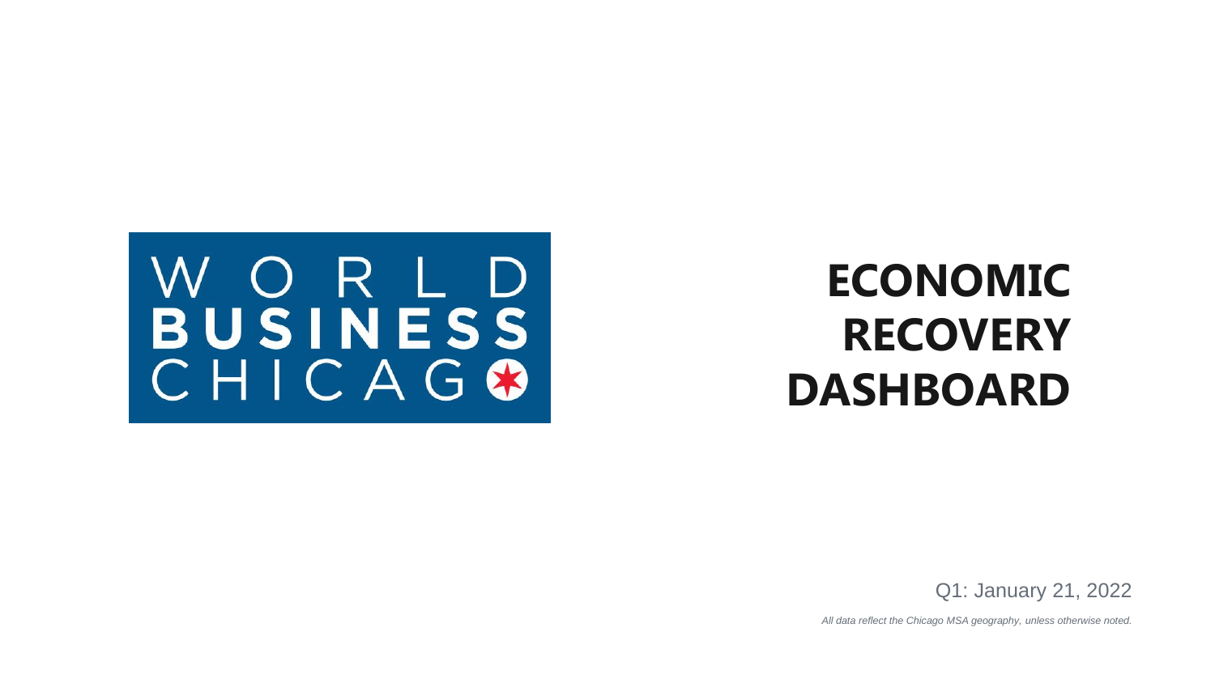WORLD BUSINESS CHICAGO

# ECONOMIC RECOVERY DASHBOARD

Q1: January 21, 2022

*All data reflect the Chicago MSA geography, unless otherwise noted.*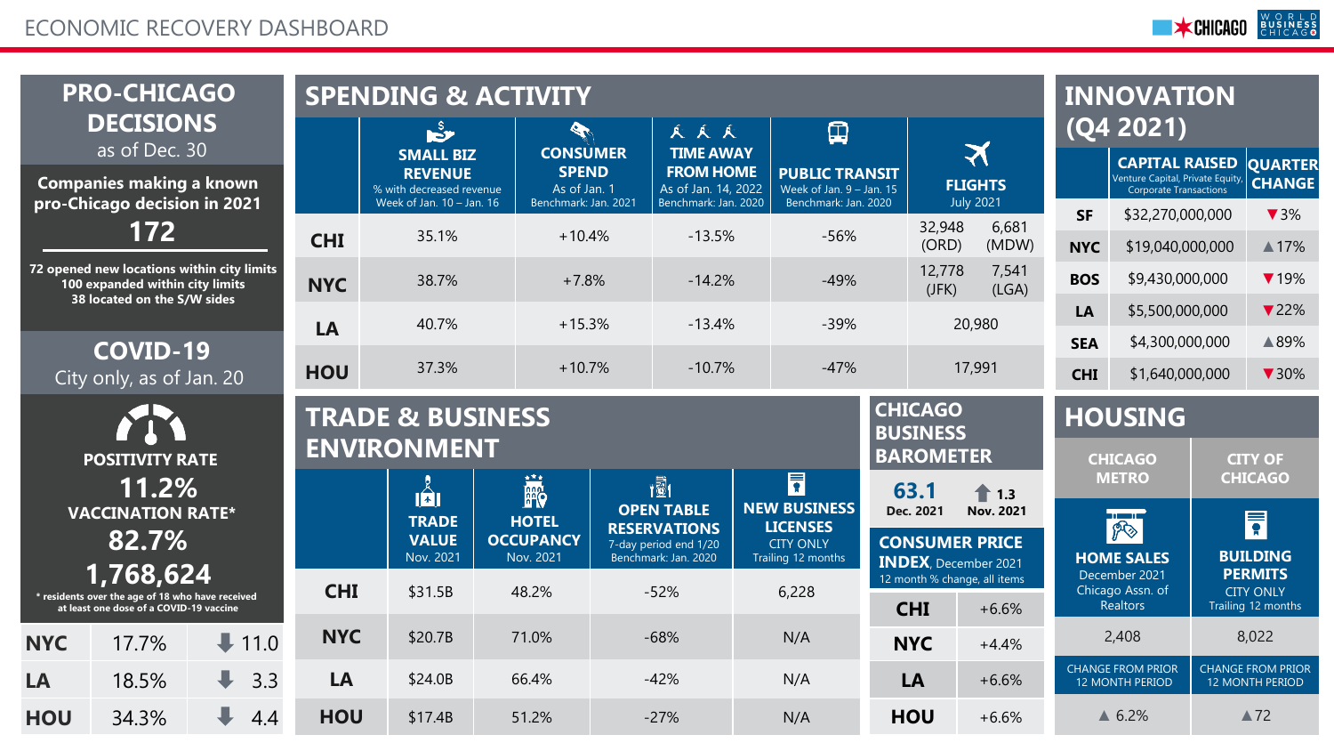# ECONOMIC RECOVERY DASHBOARD

## PRO-CHICAGO DECISIONS
as of Dec. 30

**Companies making a known pro-Chicago decision in 2021**

**172**

72 opened new locations within city limits
100 expanded within city limits
38 located on the S/W sides

## COVID-19
City only, as of Jan. 20

**POSITIVITY RATE**

**11.2%**

**VACCINATION RATE***

**82.7%**

**1,768,624**

* residents over the age of 18 who have received at least one dose of a COVID-19 vaccine

| | | |
|---|---|---|
| NYC | 17.7% | ⬇ 11.0 |
| LA | 18.5% | ⬇ 3.3 |
| HOU | 34.3% | ⬇ 4.4 |

## SPENDING & ACTIVITY

| | SMALL BIZ REVENUE (% with decreased revenue, Week of Jan. 10 – Jan. 16) | CONSUMER SPEND (As of Jan. 1, Benchmark: Jan. 2021) | TIME AWAY FROM HOME (As of Jan. 14, 2022, Benchmark: Jan. 2020) | PUBLIC TRANSIT (Week of Jan. 9 – Jan. 15, Benchmark: Jan. 2020) | FLIGHTS (July 2021) |
|---|---|---|---|---|---|
| CHI | 35.1% | +10.4% | -13.5% | -56% | 32,948 (ORD) / 6,681 (MDW) |
| NYC | 38.7% | +7.8% | -14.2% | -49% | 12,778 (JFK) / 7,541 (LGA) |
| LA | 40.7% | +15.3% | -13.4% | -39% | 20,980 |
| HOU | 37.3% | +10.7% | -10.7% | -47% | 17,991 |

## INNOVATION (Q4 2021)

| | CAPITAL RAISED (Venture Capital, Private Equity, Corporate Transactions) | QUARTER CHANGE |
|---|---|---|
| SF | $32,270,000,000 | ▼3% |
| NYC | $19,040,000,000 | ▲17% |
| BOS | $9,430,000,000 | ▼19% |
| LA | $5,500,000,000 | ▼22% |
| SEA | $4,300,000,000 | ▲89% |
| CHI | $1,640,000,000 | ▼30% |

## TRADE & BUSINESS ENVIRONMENT

| | TRADE VALUE (Nov. 2021) | HOTEL OCCUPANCY (Nov. 2021) | OPEN TABLE RESERVATIONS (7-day period end 1/20, Benchmark: Jan. 2020) | NEW BUSINESS LICENSES (CITY ONLY, Trailing 12 months) |
|---|---|---|---|---|
| CHI | $31.5B | 48.2% | -52% | 6,228 |
| NYC | $20.7B | 71.0% | -68% | N/A |
| LA | $24.0B | 66.4% | -42% | N/A |
| HOU | $17.4B | 51.2% | -27% | N/A |

## CHICAGO BUSINESS BAROMETER

**63.1** Dec. 2021 | ⬆ **1.3** Nov. 2021

**CONSUMER PRICE INDEX**, December 2021
12 month % change, all items

| | |
|---|---|
| CHI | +6.6% |
| NYC | +4.4% |
| LA | +6.6% |
| HOU | +6.6% |

## HOUSING

| CHICAGO METRO | CITY OF CHICAGO |
|---|---|
| HOME SALES (December 2021, Chicago Assn. of Realtors) | BUILDING PERMITS (CITY ONLY, Trailing 12 months) |
| 2,408 | 8,022 |
| CHANGE FROM PRIOR 12 MONTH PERIOD | CHANGE FROM PRIOR 12 MONTH PERIOD |
| ▲ 6.2% | ▲72 |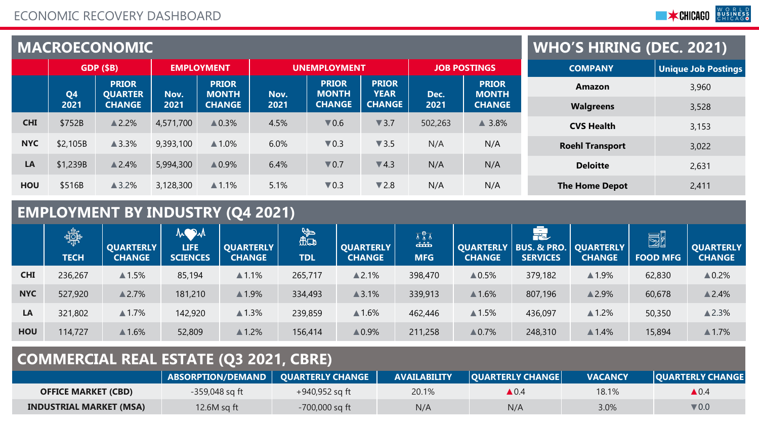# ECONOMIC RECOVERY DASHBOARD

## MACROECONOMIC

| | GDP ($B) | | EMPLOYMENT | | UNEMPLOYMENT | | | JOB POSTINGS | |
|---|---|---|---|---|---|---|---|---|---|
| | Q4 2021 | PRIOR QUARTER CHANGE | Nov. 2021 | PRIOR MONTH CHANGE | Nov. 2021 | PRIOR MONTH CHANGE | PRIOR YEAR CHANGE | Dec. 2021 | PRIOR MONTH CHANGE |
| CHI | $752B | ▲2.2% | 4,571,700 | ▲0.3% | 4.5% | ▼0.6 | ▼3.7 | 502,263 | ▲ 3.8% |
| NYC | $2,105B | ▲3.3% | 9,393,100 | ▲1.0% | 6.0% | ▼0.3 | ▼3.5 | N/A | N/A |
| LA | $1,239B | ▲2.4% | 5,994,300 | ▲0.9% | 6.4% | ▼0.7 | ▼4.3 | N/A | N/A |
| HOU | $516B | ▲3.2% | 3,128,300 | ▲1.1% | 5.1% | ▼0.3 | ▼2.8 | N/A | N/A |

## WHO'S HIRING (DEC. 2021)

| COMPANY | Unique Job Postings |
|---|---|
| Amazon | 3,960 |
| Walgreens | 3,528 |
| CVS Health | 3,153 |
| Roehl Transport | 3,022 |
| Deloitte | 2,631 |
| The Home Depot | 2,411 |

## EMPLOYMENT BY INDUSTRY (Q4 2021)

| | TECH | QUARTERLY CHANGE | LIFE SCIENCES | QUARTERLY CHANGE | TDL | QUARTERLY CHANGE | MFG | QUARTERLY CHANGE | BUS. & PRO. SERVICES | QUARTERLY CHANGE | FOOD MFG | QUARTERLY CHANGE |
|---|---|---|---|---|---|---|---|---|---|---|---|---|
| CHI | 236,267 | ▲1.5% | 85,194 | ▲1.1% | 265,717 | ▲2.1% | 398,470 | ▲0.5% | 379,182 | ▲1.9% | 62,830 | ▲0.2% |
| NYC | 527,920 | ▲2.7% | 181,210 | ▲1.9% | 334,493 | ▲3.1% | 339,913 | ▲1.6% | 807,196 | ▲2.9% | 60,678 | ▲2.4% |
| LA | 321,802 | ▲1.7% | 142,920 | ▲1.3% | 239,859 | ▲1.6% | 462,446 | ▲1.5% | 436,097 | ▲1.2% | 50,350 | ▲2.3% |
| HOU | 114,727 | ▲1.6% | 52,809 | ▲1.2% | 156,414 | ▲0.9% | 211,258 | ▲0.7% | 248,310 | ▲1.4% | 15,894 | ▲1.7% |

## COMMERCIAL REAL ESTATE (Q3 2021, CBRE)

| | ABSORPTION/DEMAND | QUARTERLY CHANGE | AVAILABILITY | QUARTERLY CHANGE | VACANCY | QUARTERLY CHANGE |
|---|---|---|---|---|---|---|
| OFFICE MARKET (CBD) | -359,048 sq ft | +940,952 sq ft | 20.1% | ▲0.4 | 18.1% | ▲0.4 |
| INDUSTRIAL MARKET (MSA) | 12.6M sq ft | -700,000 sq ft | N/A | N/A | 3.0% | ▼0.0 |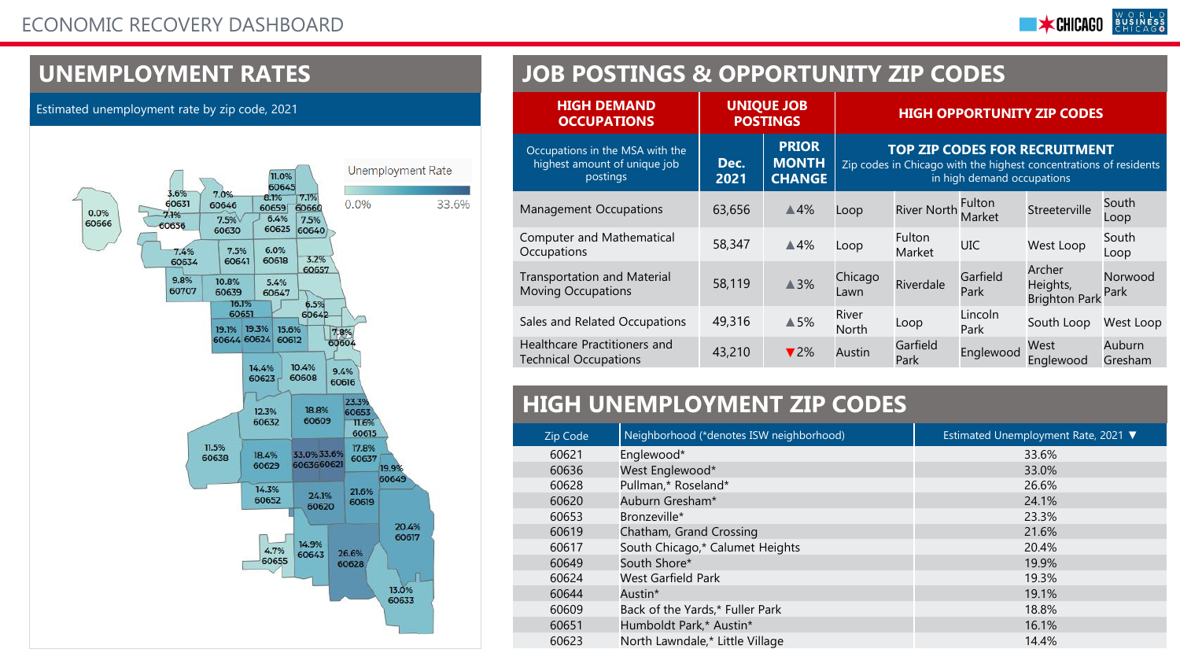# ECONOMIC RECOVERY DASHBOARD

## UNEMPLOYMENT RATES

Estimated unemployment rate by zip code, 2021

Unemployment Rate
0.0% 33.6%

11.0% 60645
3.6% 60631
7.0% 60646
8.1% 60659
7.1% 60660
0.0% 60666
7.1% 60656
7.5% 60630
6.4% 60625
7.5% 60640
7.4% 60634
7.5% 60641
6.0% 60618
3.2% 60657
9.8% 60707
10.8% 60639
5.4% 60647
16.1% 60651
6.5% 60642
19.1% 60644
19.3% 60624
15.6% 60612
7.8% 60604
14.4% 60623
10.4% 60608
9.4% 60616
23.3% 60653
12.3% 60632
18.8% 60609
11.6% 60615
11.5% 60638
18.4% 60629
33.0% 60636
33.6% 60621
17.8% 60637
19.9% 60649
14.3% 60652
24.1% 60620
21.6% 60619
20.4% 60617
4.7% 60655
14.9% 60643
26.6% 60628
13.0% 60633

## JOB POSTINGS & OPPORTUNITY ZIP CODES

| HIGH DEMAND OCCUPATIONS | UNIQUE JOB POSTINGS | | HIGH OPPORTUNITY ZIP CODES | | | | |
|---|---|---|---|---|---|---|---|
| Occupations in the MSA with the highest amount of unique job postings | Dec. 2021 | PRIOR MONTH CHANGE | TOP ZIP CODES FOR RECRUITMENT Zip codes in Chicago with the highest concentrations of residents in high demand occupations | | | | |
| Management Occupations | 63,656 | ▲4% | Loop | River North | Fulton Market | Streeterville | South Loop |
| Computer and Mathematical Occupations | 58,347 | ▲4% | Loop | Fulton Market | UIC | West Loop | South Loop |
| Transportation and Material Moving Occupations | 58,119 | ▲3% | Chicago Lawn | Riverdale | Garfield Park | Archer Heights, Brighton Park | Norwood Park |
| Sales and Related Occupations | 49,316 | ▲5% | River North | Loop | Lincoln Park | South Loop | West Loop |
| Healthcare Practitioners and Technical Occupations | 43,210 | ▼2% | Austin | Garfield Park | Englewood | West Englewood | Auburn Gresham |

## HIGH UNEMPLOYMENT ZIP CODES

| Zip Code | Neighborhood (*denotes ISW neighborhood) | Estimated Unemployment Rate, 2021 ▼ |
|---|---|---|
| 60621 | Englewood* | 33.6% |
| 60636 | West Englewood* | 33.0% |
| 60628 | Pullman,* Roseland* | 26.6% |
| 60620 | Auburn Gresham* | 24.1% |
| 60653 | Bronzeville* | 23.3% |
| 60619 | Chatham, Grand Crossing | 21.6% |
| 60617 | South Chicago,* Calumet Heights | 20.4% |
| 60649 | South Shore* | 19.9% |
| 60624 | West Garfield Park | 19.3% |
| 60644 | Austin* | 19.1% |
| 60609 | Back of the Yards,* Fuller Park | 18.8% |
| 60651 | Humboldt Park,* Austin* | 16.1% |
| 60623 | North Lawndale,* Little Village | 14.4% |